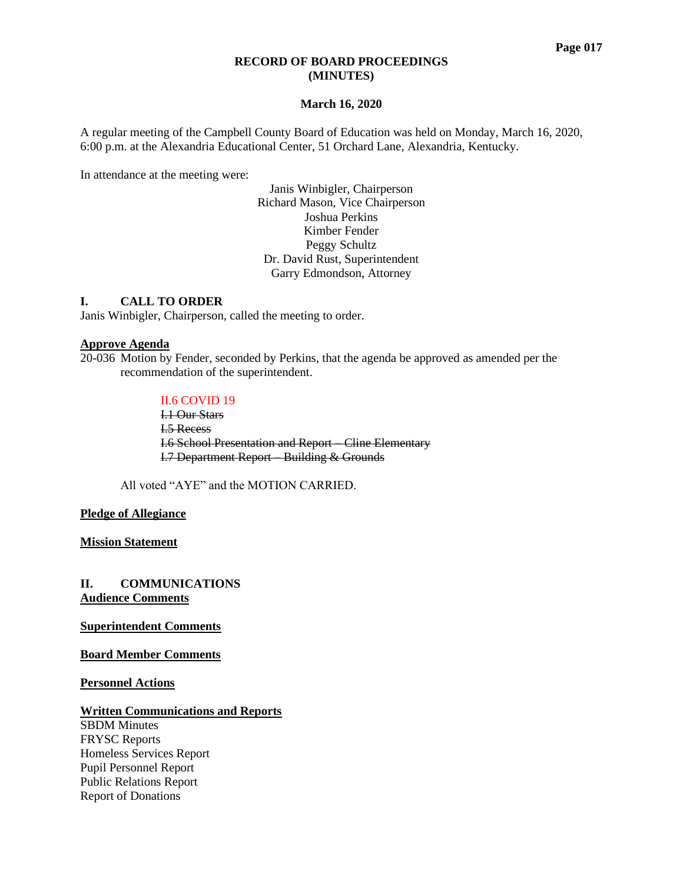# RECORD OF BOARD PROCEEDINGS
# (MINUTES)

**March 16, 2020**

A regular meeting of the Campbell County Board of Education was held on Monday, March 16, 2020, 6:00 p.m. at the Alexandria Educational Center, 51 Orchard Lane, Alexandria, Kentucky.

In attendance at the meeting were:

Janis Winbigler, Chairperson
Richard Mason, Vice Chairperson
Joshua Perkins
Kimber Fender
Peggy Schultz
Dr. David Rust, Superintendent
Garry Edmondson, Attorney

## I. CALL TO ORDER

Janis Winbigler, Chairperson, called the meeting to order.

**Approve Agenda**

20-036 Motion by Fender, seconded by Perkins, that the agenda be approved as amended per the recommendation of the superintendent.

II.6 COVID 19
~~I.1 Our Stars~~
~~I.5 Recess~~
~~I.6 School Presentation and Report – Cline Elementary~~
~~I.7 Department Report – Building & Grounds~~

All voted "AYE" and the MOTION CARRIED.

**Pledge of Allegiance**

**Mission Statement**

## II. COMMUNICATIONS

**Audience Comments**

**Superintendent Comments**

**Board Member Comments**

**Personnel Actions**

**Written Communications and Reports**

SBDM Minutes
FRYSC Reports
Homeless Services Report
Pupil Personnel Report
Public Relations Report
Report of Donations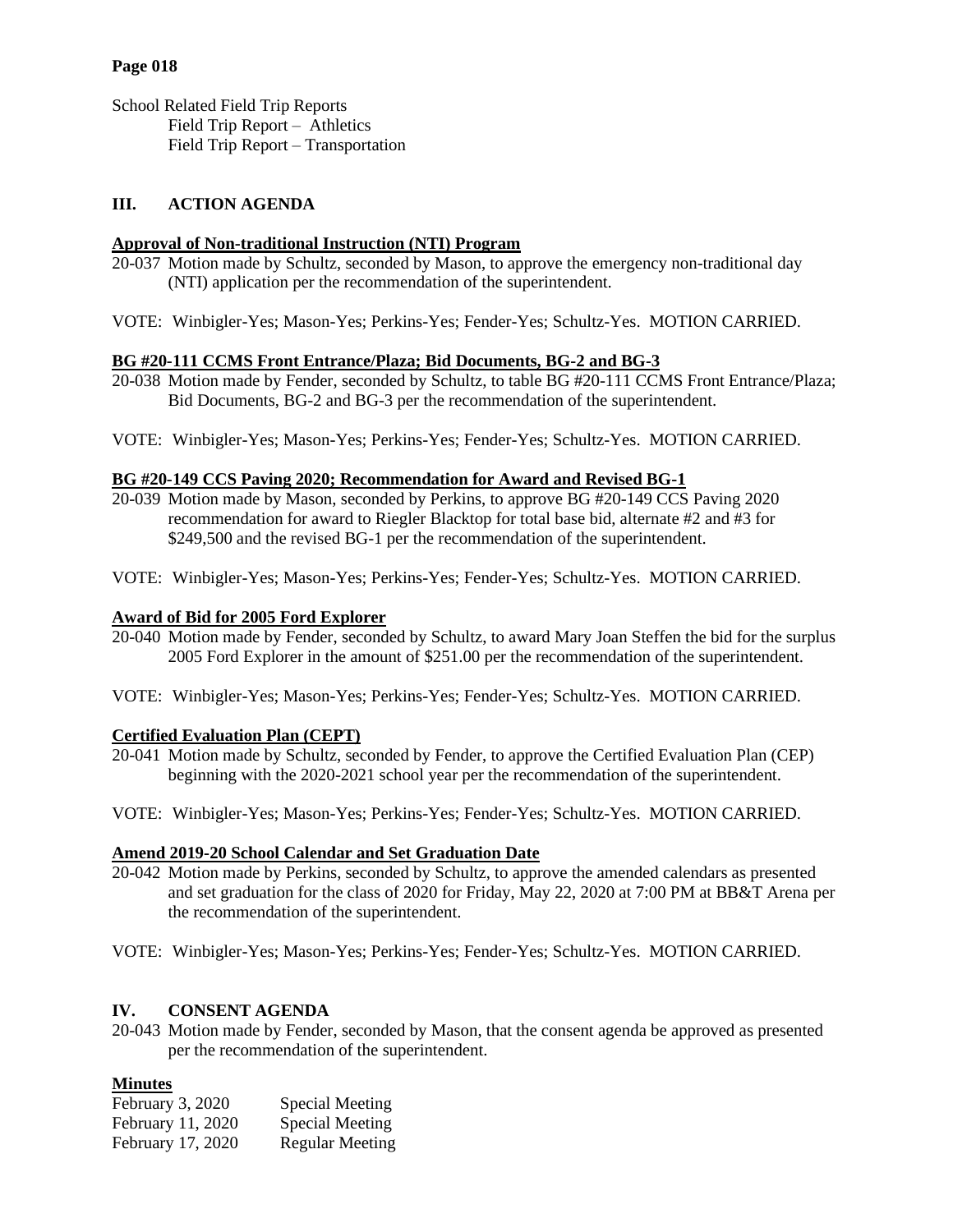**Page 018**

School Related Field Trip Reports
- Field Trip Report – Athletics
- Field Trip Report – Transportation

## III. ACTION AGENDA

**Approval of Non-traditional Instruction (NTI) Program**

20-037 Motion made by Schultz, seconded by Mason, to approve the emergency non-traditional day (NTI) application per the recommendation of the superintendent.

VOTE: Winbigler-Yes; Mason-Yes; Perkins-Yes; Fender-Yes; Schultz-Yes. MOTION CARRIED.

**BG #20-111 CCMS Front Entrance/Plaza; Bid Documents, BG-2 and BG-3**

20-038 Motion made by Fender, seconded by Schultz, to table BG #20-111 CCMS Front Entrance/Plaza; Bid Documents, BG-2 and BG-3 per the recommendation of the superintendent.

VOTE: Winbigler-Yes; Mason-Yes; Perkins-Yes; Fender-Yes; Schultz-Yes. MOTION CARRIED.

**BG #20-149 CCS Paving 2020; Recommendation for Award and Revised BG-1**

20-039 Motion made by Mason, seconded by Perkins, to approve BG #20-149 CCS Paving 2020 recommendation for award to Riegler Blacktop for total base bid, alternate #2 and #3 for $249,500 and the revised BG-1 per the recommendation of the superintendent.

VOTE: Winbigler-Yes; Mason-Yes; Perkins-Yes; Fender-Yes; Schultz-Yes. MOTION CARRIED.

**Award of Bid for 2005 Ford Explorer**

20-040 Motion made by Fender, seconded by Schultz, to award Mary Joan Steffen the bid for the surplus 2005 Ford Explorer in the amount of $251.00 per the recommendation of the superintendent.

VOTE: Winbigler-Yes; Mason-Yes; Perkins-Yes; Fender-Yes; Schultz-Yes. MOTION CARRIED.

**Certified Evaluation Plan (CEPT)**

20-041 Motion made by Schultz, seconded by Fender, to approve the Certified Evaluation Plan (CEP) beginning with the 2020-2021 school year per the recommendation of the superintendent.

VOTE: Winbigler-Yes; Mason-Yes; Perkins-Yes; Fender-Yes; Schultz-Yes. MOTION CARRIED.

**Amend 2019-20 School Calendar and Set Graduation Date**

20-042 Motion made by Perkins, seconded by Schultz, to approve the amended calendars as presented and set graduation for the class of 2020 for Friday, May 22, 2020 at 7:00 PM at BB&T Arena per the recommendation of the superintendent.

VOTE: Winbigler-Yes; Mason-Yes; Perkins-Yes; Fender-Yes; Schultz-Yes. MOTION CARRIED.

## IV. CONSENT AGENDA

20-043 Motion made by Fender, seconded by Mason, that the consent agenda be approved as presented per the recommendation of the superintendent.

**Minutes**

| | |
|---|---|
| February 3, 2020 | Special Meeting |
| February 11, 2020 | Special Meeting |
| February 17, 2020 | Regular Meeting |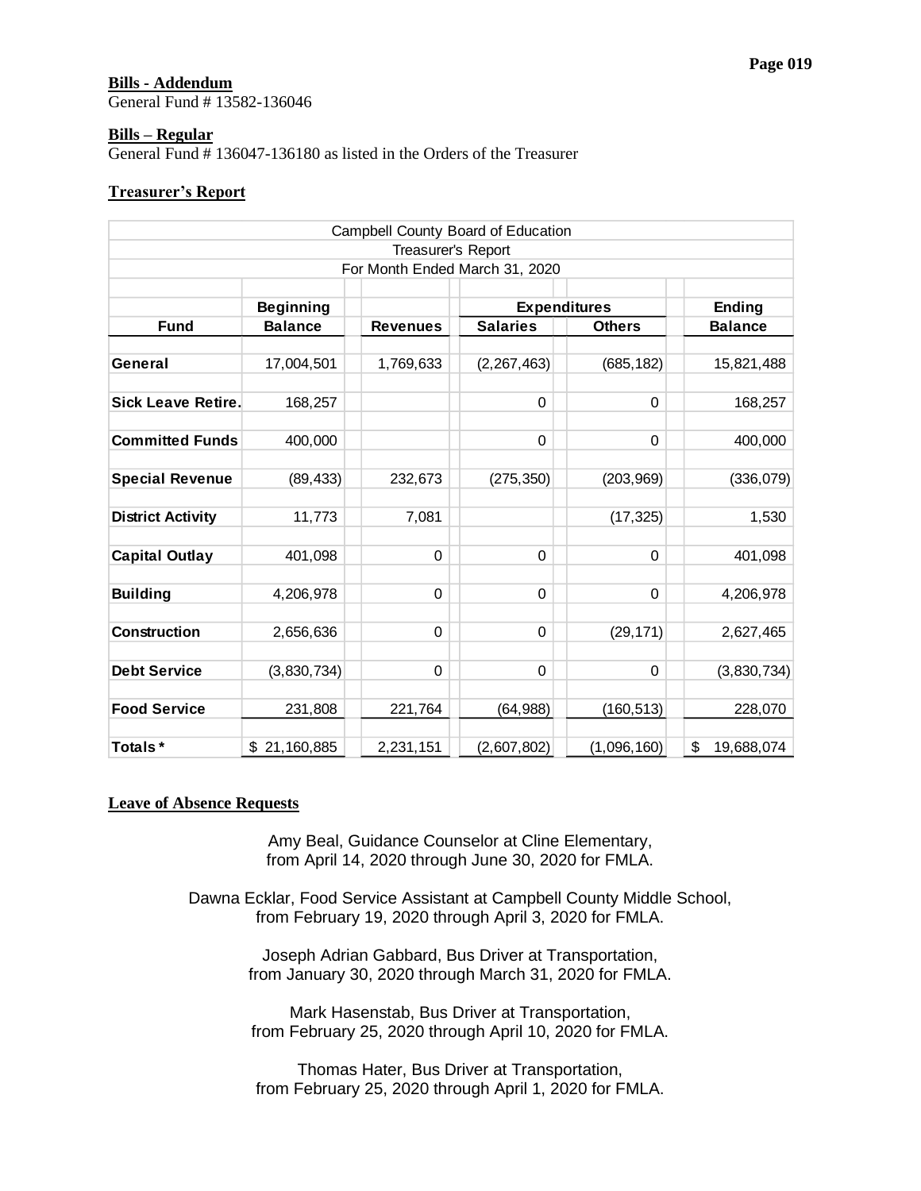**Bills - Addendum**
General Fund # 13582-136046

**Bills – Regular**
General Fund # 136047-136180 as listed in the Orders of the Treasurer

**Treasurer's Report**

| Campbell County Board of Education<br>Treasurer's Report<br>For Month Ended March 31, 2020 | | | | | |
|---|---|---|---|---|---|
| | **Beginning** | | **Expenditures** | | **Ending** |
| **Fund** | **Balance** | **Revenues** | **Salaries** | **Others** | **Balance** |
| **General** | 17,004,501 | 1,769,633 | (2,267,463) | (685,182) | 15,821,488 |
| **Sick Leave Retire.** | 168,257 | | 0 | 0 | 168,257 |
| **Committed Funds** | 400,000 | | 0 | 0 | 400,000 |
| **Special Revenue** | (89,433) | 232,673 | (275,350) | (203,969) | (336,079) |
| **District Activity** | 11,773 | 7,081 | | (17,325) | 1,530 |
| **Capital Outlay** | 401,098 | 0 | 0 | 0 | 401,098 |
| **Building** | 4,206,978 | 0 | 0 | 0 | 4,206,978 |
| **Construction** | 2,656,636 | 0 | 0 | (29,171) | 2,627,465 |
| **Debt Service** | (3,830,734) | 0 | 0 | 0 | (3,830,734) |
| **Food Service** | 231,808 | 221,764 | (64,988) | (160,513) | 228,070 |
| **Totals*** | $ 21,160,885 | 2,231,151 | (2,607,802) | (1,096,160) | $ 19,688,074 |

**Leave of Absence Requests**

Amy Beal, Guidance Counselor at Cline Elementary,
from April 14, 2020 through June 30, 2020 for FMLA.

Dawna Ecklar, Food Service Assistant at Campbell County Middle School,
from February 19, 2020 through April 3, 2020 for FMLA.

Joseph Adrian Gabbard, Bus Driver at Transportation,
from January 30, 2020 through March 31, 2020 for FMLA.

Mark Hasenstab, Bus Driver at Transportation,
from February 25, 2020 through April 10, 2020 for FMLA.

Thomas Hater, Bus Driver at Transportation,
from February 25, 2020 through April 1, 2020 for FMLA.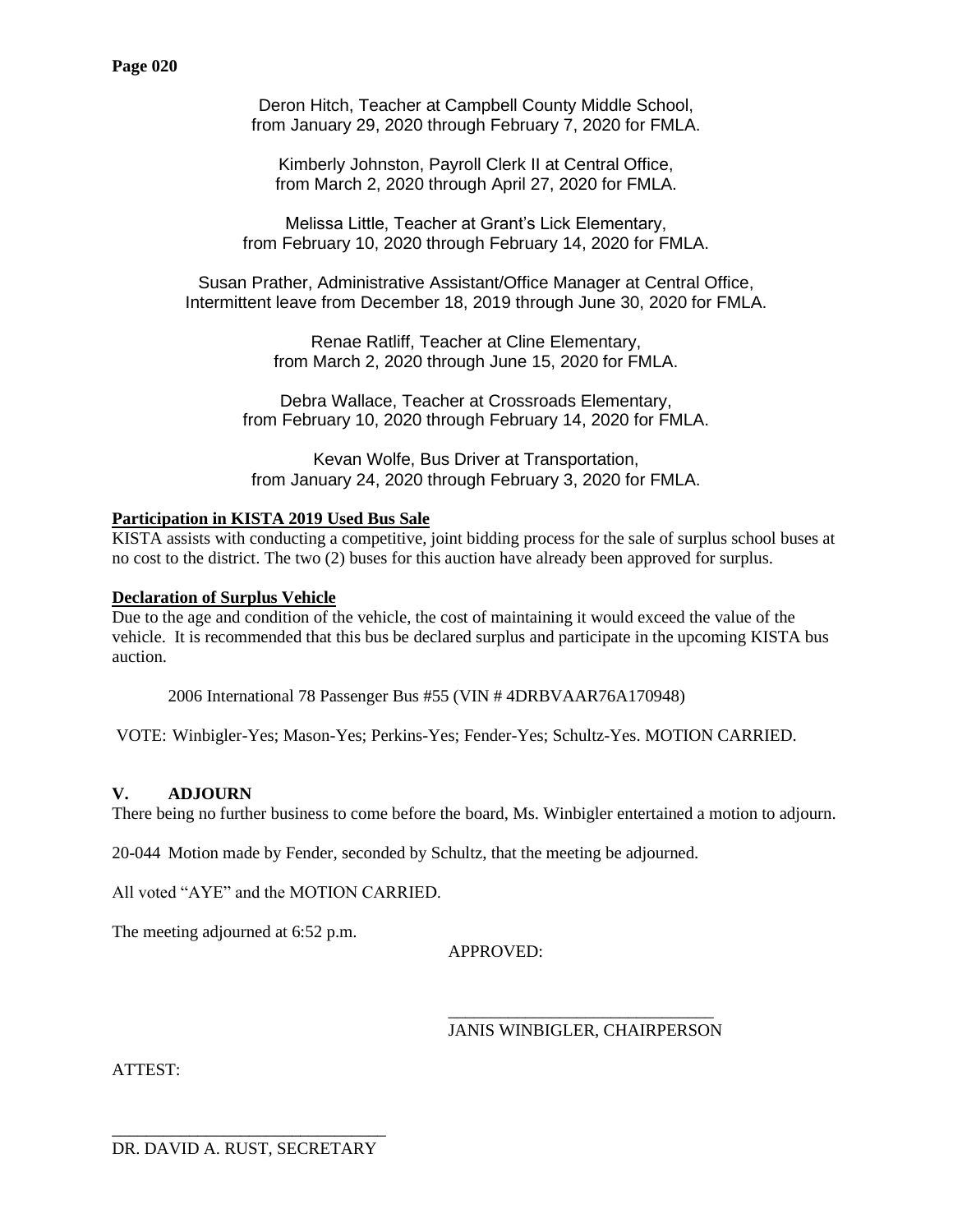Deron Hitch, Teacher at Campbell County Middle School,
from January 29, 2020 through February 7, 2020 for FMLA.

Kimberly Johnston, Payroll Clerk II at Central Office,
from March 2, 2020 through April 27, 2020 for FMLA.

Melissa Little, Teacher at Grant's Lick Elementary,
from February 10, 2020 through February 14, 2020 for FMLA.

Susan Prather, Administrative Assistant/Office Manager at Central Office,
Intermittent leave from December 18, 2019 through June 30, 2020 for FMLA.

Renae Ratliff, Teacher at Cline Elementary,
from March 2, 2020 through June 15, 2020 for FMLA.

Debra Wallace, Teacher at Crossroads Elementary,
from February 10, 2020 through February 14, 2020 for FMLA.

Kevan Wolfe, Bus Driver at Transportation,
from January 24, 2020 through February 3, 2020 for FMLA.

**Participation in KISTA 2019 Used Bus Sale**

KISTA assists with conducting a competitive, joint bidding process for the sale of surplus school buses at no cost to the district. The two (2) buses for this auction have already been approved for surplus.

**Declaration of Surplus Vehicle**

Due to the age and condition of the vehicle, the cost of maintaining it would exceed the value of the vehicle. It is recommended that this bus be declared surplus and participate in the upcoming KISTA bus auction.

2006 International 78 Passenger Bus #55 (VIN # 4DRBVAAR76A170948)

VOTE: Winbigler-Yes; Mason-Yes; Perkins-Yes; Fender-Yes; Schultz-Yes. MOTION CARRIED.

## V. ADJOURN

There being no further business to come before the board, Ms. Winbigler entertained a motion to adjourn.

20-044 Motion made by Fender, seconded by Schultz, that the meeting be adjourned.

All voted "AYE" and the MOTION CARRIED.

The meeting adjourned at 6:52 p.m.

APPROVED:

\_\_\_\_\_\_\_\_\_\_\_\_\_\_\_\_\_\_\_\_\_\_\_\_\_\_\_\_\_\_\_\_

JANIS WINBIGLER, CHAIRPERSON

ATTEST:

\_\_\_\_\_\_\_\_\_\_\_\_\_\_\_\_\_\_\_\_\_\_\_\_\_\_\_\_\_\_\_\_

DR. DAVID A. RUST, SECRETARY